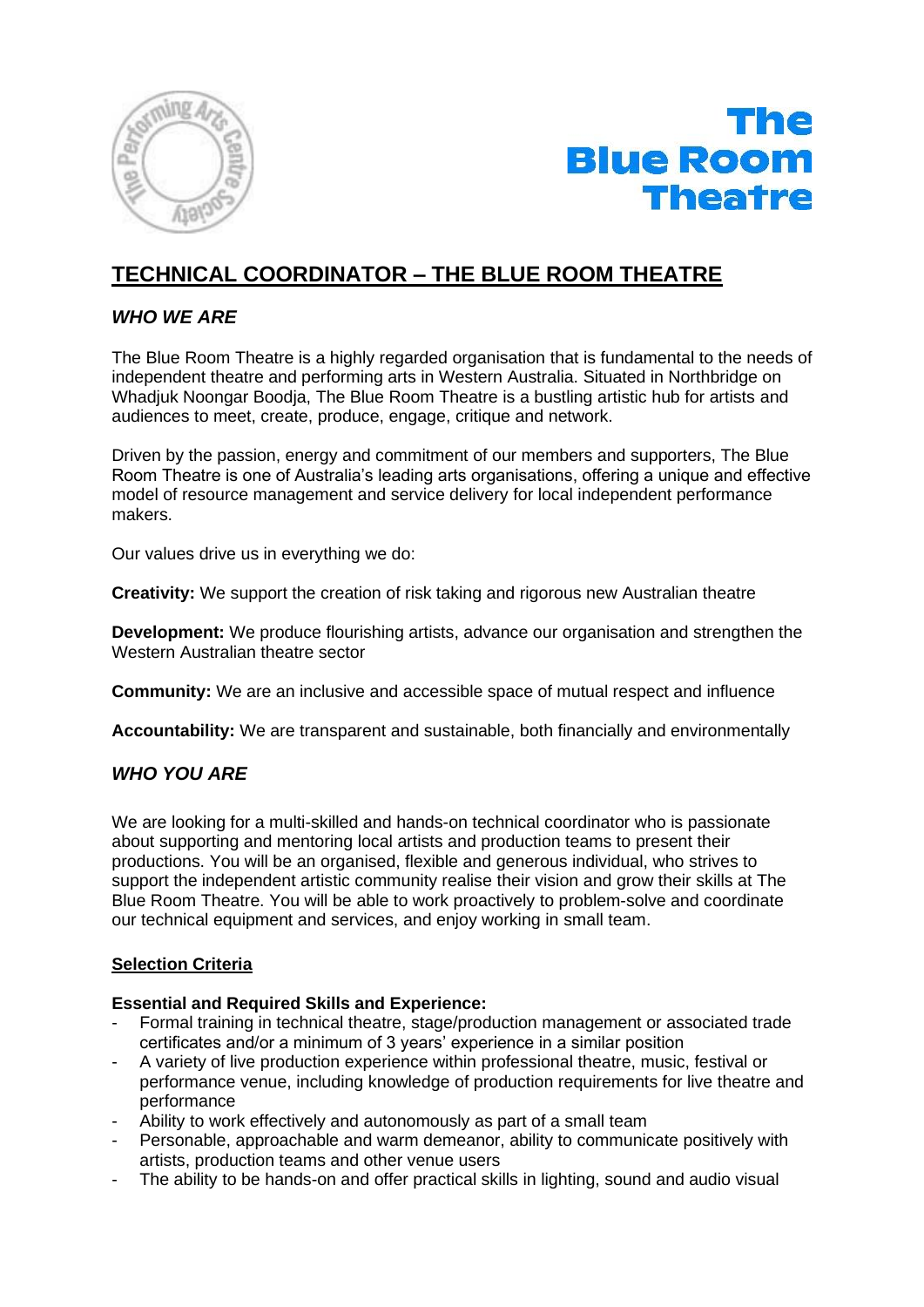# TECHNICAL COORDINATOR – THE BLUE ROOM THEATRE

## *WHO WE ARE*

The Blue Room Theatre is a highly regarded organisation that is fundamental to the needs of independent theatre and performing arts in Western Australia. Situated in Northbridge on Whadjuk Noongar Boodja, The Blue Room Theatre is a bustling artistic hub for artists and audiences to meet, create, produce, engage, critique and network.

Driven by the passion, energy and commitment of our members and supporters, The Blue Room Theatre is one of Australia's leading arts organisations, offering a unique and effective model of resource management and service delivery for local independent performance makers.

Our values drive us in everything we do:

**Creativity:** We support the creation of risk taking and rigorous new Australian theatre

**Development:** We produce flourishing artists, advance our organisation and strengthen the Western Australian theatre sector

**Community:** We are an inclusive and accessible space of mutual respect and influence

**Accountability:** We are transparent and sustainable, both financially and environmentally

## *WHO YOU ARE*

We are looking for a multi-skilled and hands-on technical coordinator who is passionate about supporting and mentoring local artists and production teams to present their productions. You will be an organised, flexible and generous individual, who strives to support the independent artistic community realise their vision and grow their skills at The Blue Room Theatre. You will be able to work proactively to problem-solve and coordinate our technical equipment and services, and enjoy working in small team.

### Selection Criteria

**Essential and Required Skills and Experience:**

- Formal training in technical theatre, stage/production management or associated trade certificates and/or a minimum of 3 years' experience in a similar position
- A variety of live production experience within professional theatre, music, festival or performance venue, including knowledge of production requirements for live theatre and performance
- Ability to work effectively and autonomously as part of a small team
- Personable, approachable and warm demeanor, ability to communicate positively with artists, production teams and other venue users
- The ability to be hands-on and offer practical skills in lighting, sound and audio visual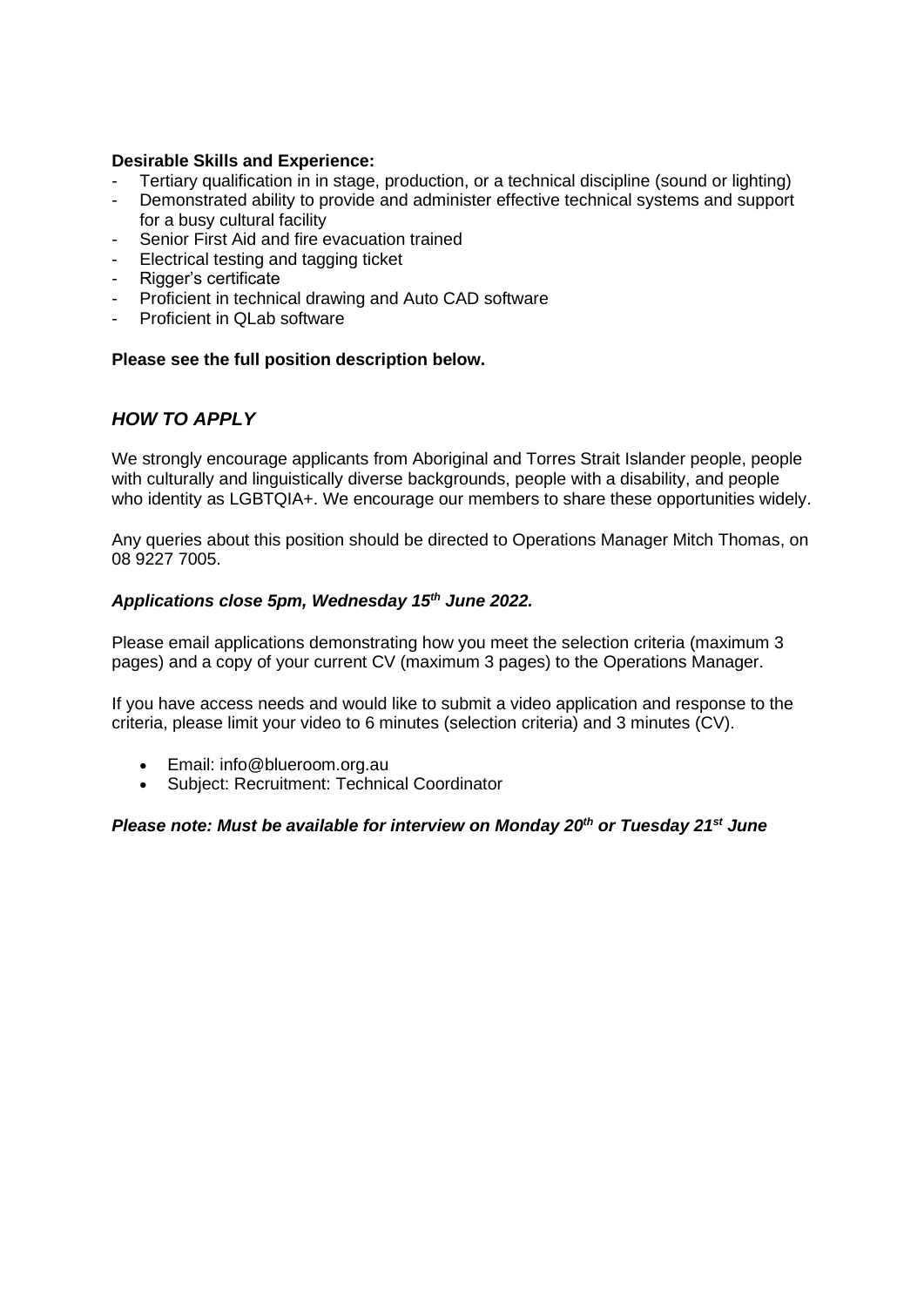**Desirable Skills and Experience:**

- Tertiary qualification in in stage, production, or a technical discipline (sound or lighting)
- Demonstrated ability to provide and administer effective technical systems and support for a busy cultural facility
- Senior First Aid and fire evacuation trained
- Electrical testing and tagging ticket
- Rigger's certificate
- Proficient in technical drawing and Auto CAD software
- Proficient in QLab software

**Please see the full position description below.**

## *HOW TO APPLY*

We strongly encourage applicants from Aboriginal and Torres Strait Islander people, people with culturally and linguistically diverse backgrounds, people with a disability, and people who identity as LGBTQIA+. We encourage our members to share these opportunities widely.

Any queries about this position should be directed to Operations Manager Mitch Thomas, on 08 9227 7005.

***Applications close 5pm, Wednesday 15th June 2022.***

Please email applications demonstrating how you meet the selection criteria (maximum 3 pages) and a copy of your current CV (maximum 3 pages) to the Operations Manager.

If you have access needs and would like to submit a video application and response to the criteria, please limit your video to 6 minutes (selection criteria) and 3 minutes (CV).

- Email: info@blueroom.org.au
- Subject: Recruitment: Technical Coordinator

***Please note: Must be available for interview on Monday 20th or Tuesday 21st June***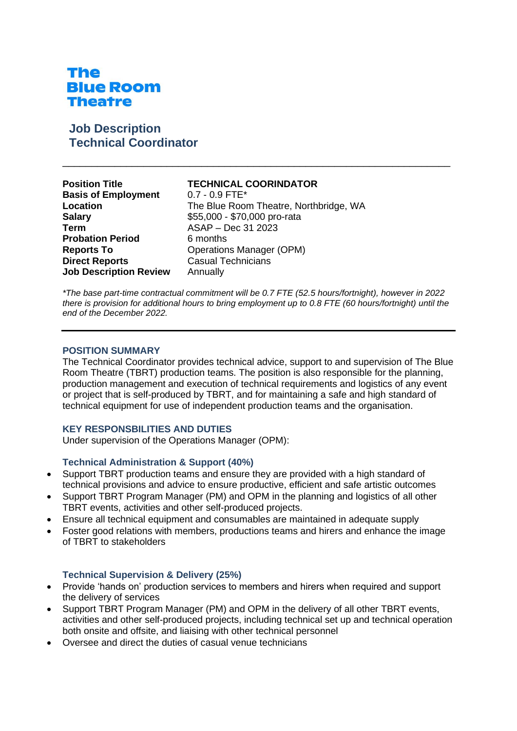# The Blue Room Theatre

## Job Description
## Technical Coordinator

---

| | |
|---|---|
| **Position Title** | **TECHNICAL COORINDATOR** |
| **Basis of Employment** | 0.7 - 0.9 FTE* |
| **Location** | The Blue Room Theatre, Northbridge, WA |
| **Salary** | $55,000 - $70,000 pro-rata |
| **Term** | ASAP – Dec 31 2023 |
| **Probation Period** | 6 months |
| **Reports To** | Operations Manager (OPM) |
| **Direct Reports** | Casual Technicians |
| **Job Description Review** | Annually |

*\*The base part-time contractual commitment will be 0.7 FTE (52.5 hours/fortnight), however in 2022 there is provision for additional hours to bring employment up to 0.8 FTE (60 hours/fortnight) until the end of the December 2022.*

---

### POSITION SUMMARY

The Technical Coordinator provides technical advice, support to and supervision of The Blue Room Theatre (TBRT) production teams. The position is also responsible for the planning, production management and execution of technical requirements and logistics of any event or project that is self-produced by TBRT, and for maintaining a safe and high standard of technical equipment for use of independent production teams and the organisation.

### KEY RESPONSBILITIES AND DUTIES

Under supervision of the Operations Manager (OPM):

#### Technical Administration & Support (40%)

- Support TBRT production teams and ensure they are provided with a high standard of technical provisions and advice to ensure productive, efficient and safe artistic outcomes
- Support TBRT Program Manager (PM) and OPM in the planning and logistics of all other TBRT events, activities and other self-produced projects.
- Ensure all technical equipment and consumables are maintained in adequate supply
- Foster good relations with members, productions teams and hirers and enhance the image of TBRT to stakeholders

#### Technical Supervision & Delivery (25%)

- Provide 'hands on' production services to members and hirers when required and support the delivery of services
- Support TBRT Program Manager (PM) and OPM in the delivery of all other TBRT events, activities and other self-produced projects, including technical set up and technical operation both onsite and offsite, and liaising with other technical personnel
- Oversee and direct the duties of casual venue technicians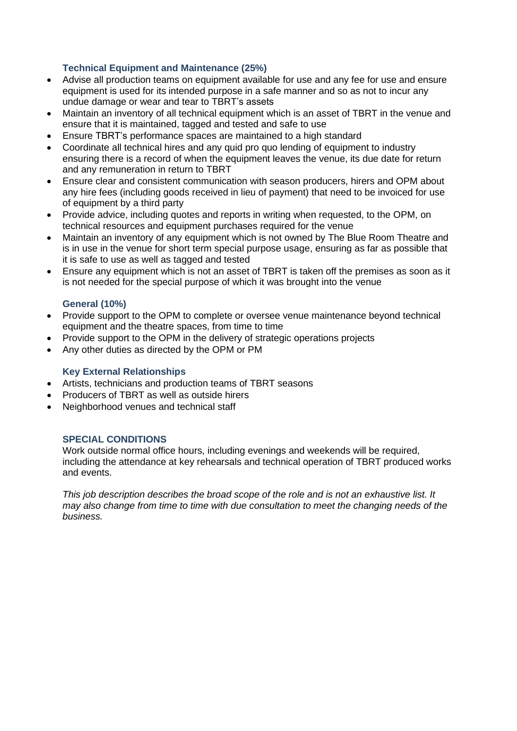### Technical Equipment and Maintenance (25%)

- Advise all production teams on equipment available for use and any fee for use and ensure equipment is used for its intended purpose in a safe manner and so as not to incur any undue damage or wear and tear to TBRT's assets
- Maintain an inventory of all technical equipment which is an asset of TBRT in the venue and ensure that it is maintained, tagged and tested and safe to use
- Ensure TBRT's performance spaces are maintained to a high standard
- Coordinate all technical hires and any quid pro quo lending of equipment to industry ensuring there is a record of when the equipment leaves the venue, its due date for return and any remuneration in return to TBRT
- Ensure clear and consistent communication with season producers, hirers and OPM about any hire fees (including goods received in lieu of payment) that need to be invoiced for use of equipment by a third party
- Provide advice, including quotes and reports in writing when requested, to the OPM, on technical resources and equipment purchases required for the venue
- Maintain an inventory of any equipment which is not owned by The Blue Room Theatre and is in use in the venue for short term special purpose usage, ensuring as far as possible that it is safe to use as well as tagged and tested
- Ensure any equipment which is not an asset of TBRT is taken off the premises as soon as it is not needed for the special purpose of which it was brought into the venue

### General (10%)

- Provide support to the OPM to complete or oversee venue maintenance beyond technical equipment and the theatre spaces, from time to time
- Provide support to the OPM in the delivery of strategic operations projects
- Any other duties as directed by the OPM or PM

### Key External Relationships

- Artists, technicians and production teams of TBRT seasons
- Producers of TBRT as well as outside hirers
- Neighborhood venues and technical staff

## SPECIAL CONDITIONS

Work outside normal office hours, including evenings and weekends will be required, including the attendance at key rehearsals and technical operation of TBRT produced works and events.

*This job description describes the broad scope of the role and is not an exhaustive list. It may also change from time to time with due consultation to meet the changing needs of the business.*